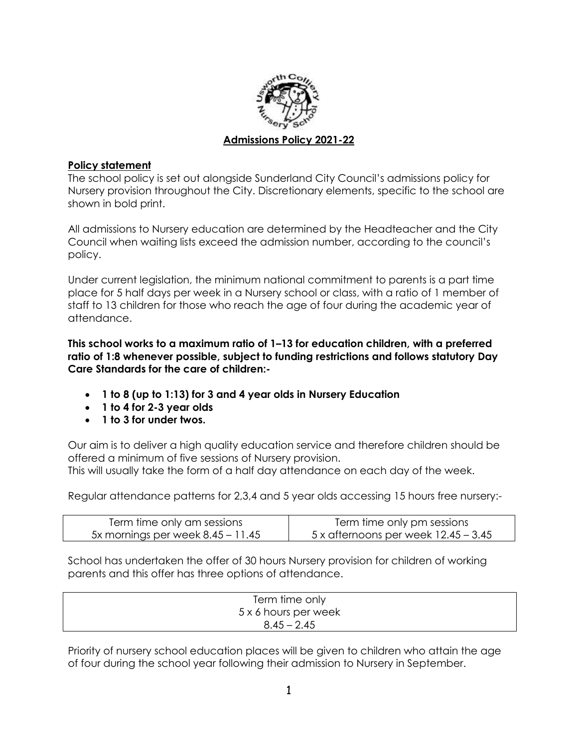# Admissions Policy 2021-22

## Policy statement

The school policy is set out alongside Sunderland City Council's admissions policy for Nursery provision throughout the City. Discretionary elements, specific to the school are shown in bold print.

All admissions to Nursery education are determined by the Headteacher and the City Council when waiting lists exceed the admission number, according to the council's policy.

Under current legislation, the minimum national commitment to parents is a part time place for 5 half days per week in a Nursery school or class, with a ratio of 1 member of staff to 13 children for those who reach the age of four during the academic year of attendance.

**This school works to a maximum ratio of 1–13 for education children, with a preferred ratio of 1:8 whenever possible, subject to funding restrictions and follows statutory Day Care Standards for the care of children:-**

- **1 to 8 (up to 1:13) for 3 and 4 year olds in Nursery Education**
- **1 to 4 for 2-3 year olds**
- **1 to 3 for under twos.**

Our aim is to deliver a high quality education service and therefore children should be offered a minimum of five sessions of Nursery provision.
This will usually take the form of a half day attendance on each day of the week.

Regular attendance patterns for 2,3,4 and 5 year olds accessing 15 hours free nursery:-

| Term time only am sessions<br>5x mornings per week 8.45 – 11.45 | Term time only pm sessions<br>5 x afternoons per week 12.45 – 3.45 |
|---|---|

School has undertaken the offer of 30 hours Nursery provision for children of working parents and this offer has three options of attendance.

| Term time only<br>5 x 6 hours per week<br>8.45 – 2.45 |
|---|

Priority of nursery school education places will be given to children who attain the age of four during the school year following their admission to Nursery in September.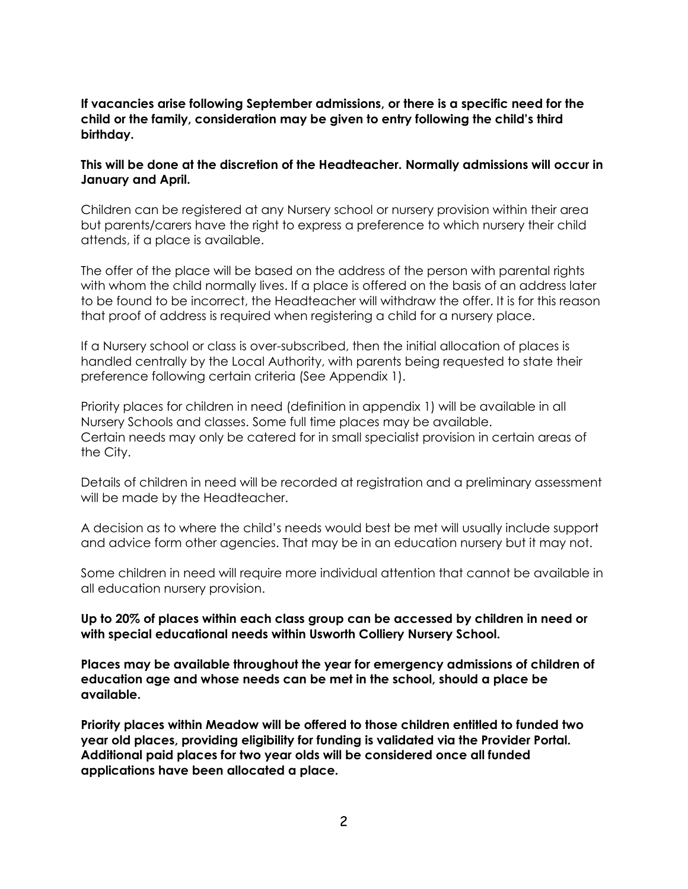**If vacancies arise following September admissions, or there is a specific need for the child or the family, consideration may be given to entry following the child's third birthday.**

**This will be done at the discretion of the Headteacher. Normally admissions will occur in January and April.**

Children can be registered at any Nursery school or nursery provision within their area but parents/carers have the right to express a preference to which nursery their child attends, if a place is available.

The offer of the place will be based on the address of the person with parental rights with whom the child normally lives. If a place is offered on the basis of an address later to be found to be incorrect, the Headteacher will withdraw the offer. It is for this reason that proof of address is required when registering a child for a nursery place.

If a Nursery school or class is over-subscribed, then the initial allocation of places is handled centrally by the Local Authority, with parents being requested to state their preference following certain criteria (See Appendix 1).

Priority places for children in need (definition in appendix 1) will be available in all Nursery Schools and classes. Some full time places may be available.
Certain needs may only be catered for in small specialist provision in certain areas of the City.

Details of children in need will be recorded at registration and a preliminary assessment will be made by the Headteacher.

A decision as to where the child's needs would best be met will usually include support and advice form other agencies. That may be in an education nursery but it may not.

Some children in need will require more individual attention that cannot be available in all education nursery provision.

**Up to 20% of places within each class group can be accessed by children in need or with special educational needs within Usworth Colliery Nursery School.**

**Places may be available throughout the year for emergency admissions of children of education age and whose needs can be met in the school, should a place be available.**

**Priority places within Meadow will be offered to those children entitled to funded two year old places, providing eligibility for funding is validated via the Provider Portal. Additional paid places for two year olds will be considered once all funded applications have been allocated a place.**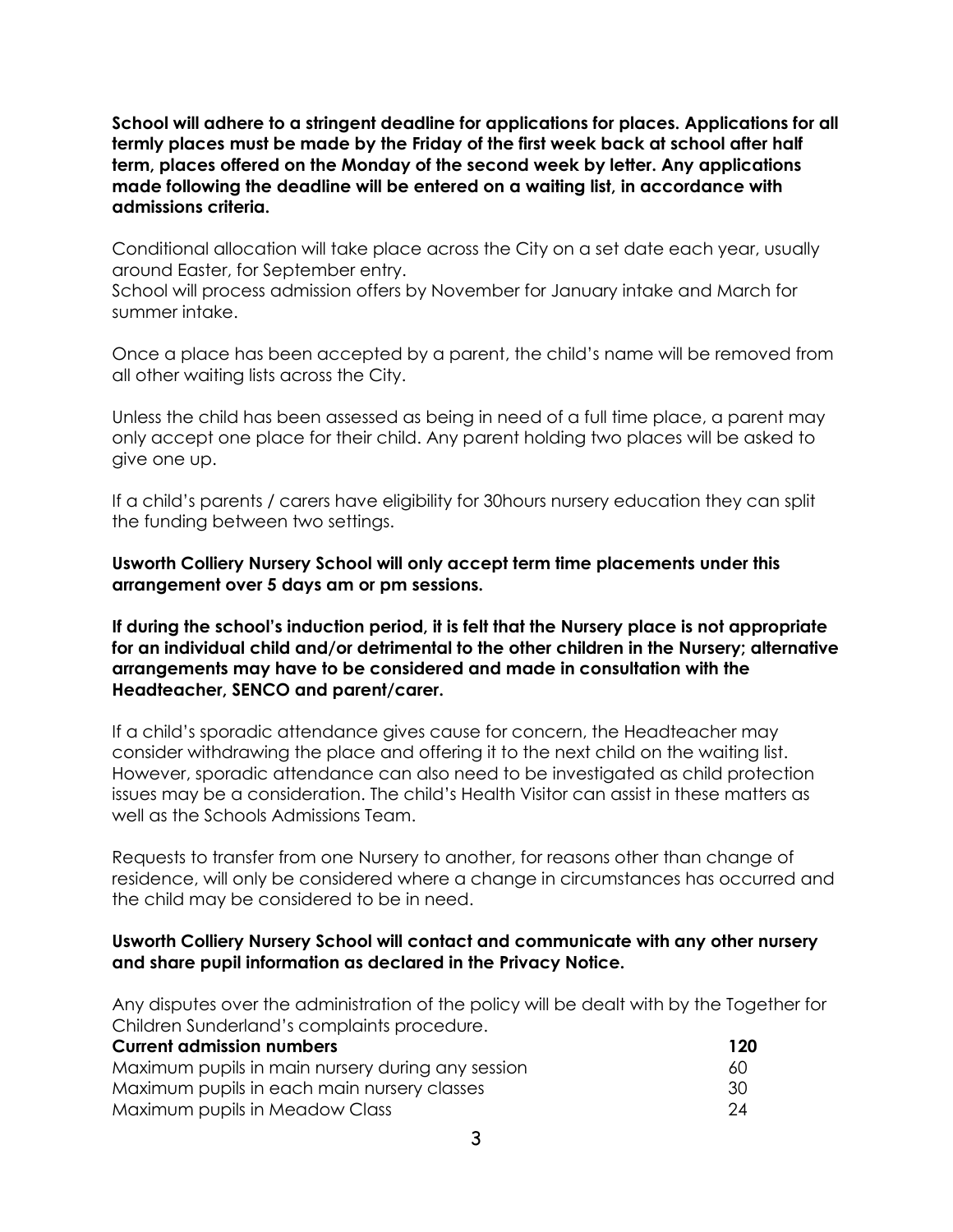**School will adhere to a stringent deadline for applications for places. Applications for all termly places must be made by the Friday of the first week back at school after half term, places offered on the Monday of the second week by letter. Any applications made following the deadline will be entered on a waiting list, in accordance with admissions criteria.**

Conditional allocation will take place across the City on a set date each year, usually around Easter, for September entry.
School will process admission offers by November for January intake and March for summer intake.

Once a place has been accepted by a parent, the child's name will be removed from all other waiting lists across the City.

Unless the child has been assessed as being in need of a full time place, a parent may only accept one place for their child. Any parent holding two places will be asked to give one up.

If a child's parents / carers have eligibility for 30hours nursery education they can split the funding between two settings.

**Usworth Colliery Nursery School will only accept term time placements under this arrangement over 5 days am or pm sessions.**

**If during the school's induction period, it is felt that the Nursery place is not appropriate for an individual child and/or detrimental to the other children in the Nursery; alternative arrangements may have to be considered and made in consultation with the Headteacher, SENCO and parent/carer.**

If a child's sporadic attendance gives cause for concern, the Headteacher may consider withdrawing the place and offering it to the next child on the waiting list. However, sporadic attendance can also need to be investigated as child protection issues may be a consideration. The child's Health Visitor can assist in these matters as well as the Schools Admissions Team.

Requests to transfer from one Nursery to another, for reasons other than change of residence, will only be considered where a change in circumstances has occurred and the child may be considered to be in need.

**Usworth Colliery Nursery School will contact and communicate with any other nursery and share pupil information as declared in the Privacy Notice.**

Any disputes over the administration of the policy will be dealt with by the Together for Children Sunderland's complaints procedure.

| **Current admission numbers** | **120** |
|---|---|
| Maximum pupils in main nursery during any session | 60 |
| Maximum pupils in each main nursery classes | 30 |
| Maximum pupils in Meadow Class | 24 |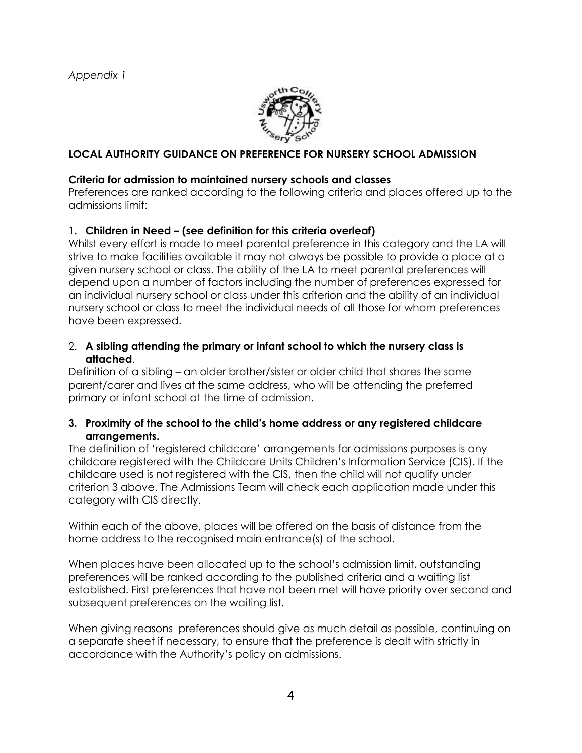*Appendix 1*

**LOCAL AUTHORITY GUIDANCE ON PREFERENCE FOR NURSERY SCHOOL ADMISSION**

**Criteria for admission to maintained nursery schools and classes**
Preferences are ranked according to the following criteria and places offered up to the admissions limit:

**1. Children in Need – (see definition for this criteria overleaf)**
Whilst every effort is made to meet parental preference in this category and the LA will strive to make facilities available it may not always be possible to provide a place at a given nursery school or class. The ability of the LA to meet parental preferences will depend upon a number of factors including the number of preferences expressed for an individual nursery school or class under this criterion and the ability of an individual nursery school or class to meet the individual needs of all those for whom preferences have been expressed.

2. **A sibling attending the primary or infant school to which the nursery class is attached**.
Definition of a sibling – an older brother/sister or older child that shares the same parent/carer and lives at the same address, who will be attending the preferred primary or infant school at the time of admission.

**3. Proximity of the school to the child's home address or any registered childcare arrangements.**
The definition of 'registered childcare' arrangements for admissions purposes is any childcare registered with the Childcare Units Children's Information Service (CIS). If the childcare used is not registered with the CIS, then the child will not qualify under criterion 3 above. The Admissions Team will check each application made under this category with CIS directly.

Within each of the above, places will be offered on the basis of distance from the home address to the recognised main entrance(s) of the school.

When places have been allocated up to the school's admission limit, outstanding preferences will be ranked according to the published criteria and a waiting list established. First preferences that have not been met will have priority over second and subsequent preferences on the waiting list.

When giving reasons preferences should give as much detail as possible, continuing on a separate sheet if necessary, to ensure that the preference is dealt with strictly in accordance with the Authority's policy on admissions.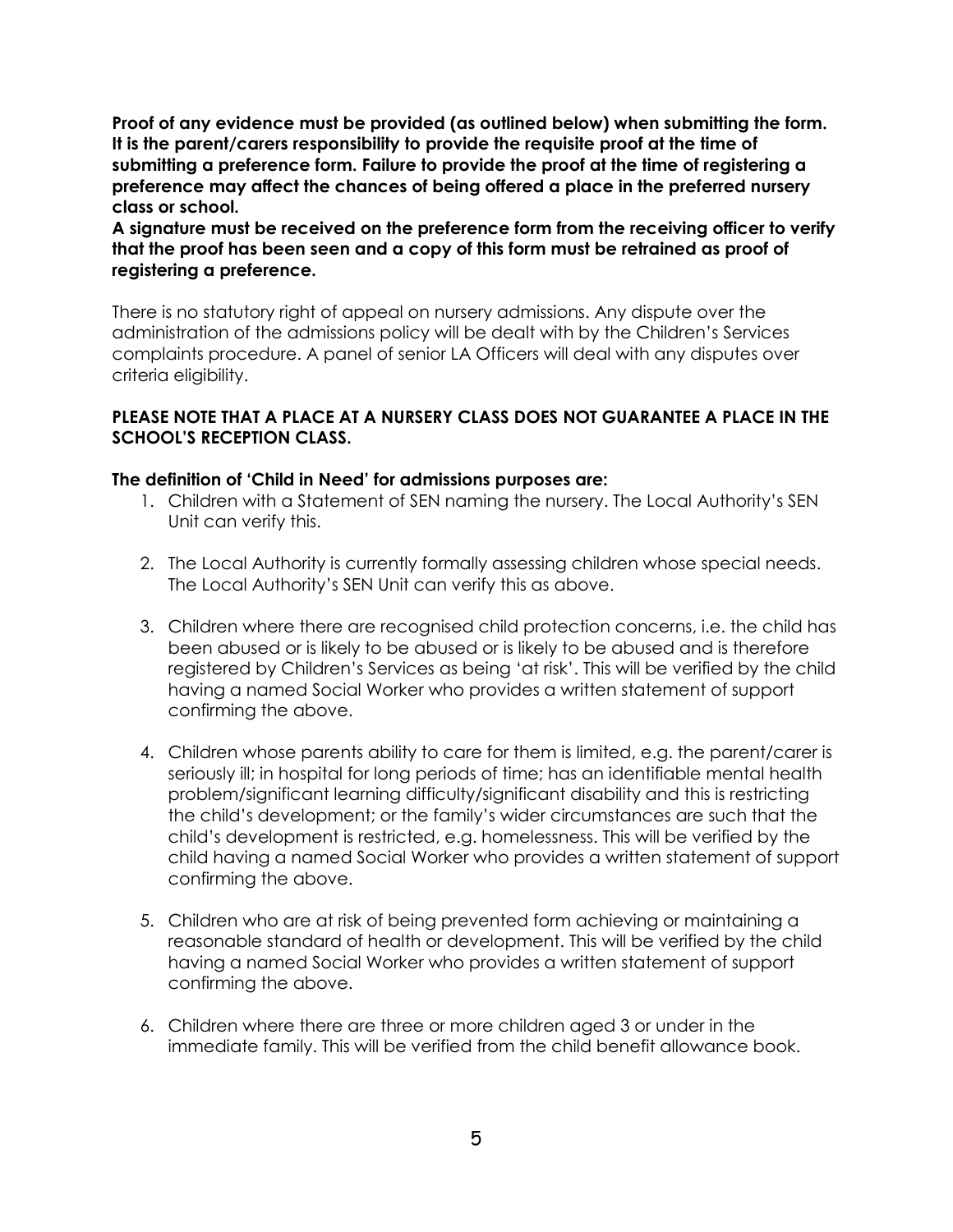**Proof of any evidence must be provided (as outlined below) when submitting the form. It is the parent/carers responsibility to provide the requisite proof at the time of submitting a preference form. Failure to provide the proof at the time of registering a preference may affect the chances of being offered a place in the preferred nursery class or school.**

**A signature must be received on the preference form from the receiving officer to verify that the proof has been seen and a copy of this form must be retrained as proof of registering a preference.**

There is no statutory right of appeal on nursery admissions. Any dispute over the administration of the admissions policy will be dealt with by the Children's Services complaints procedure. A panel of senior LA Officers will deal with any disputes over criteria eligibility.

**PLEASE NOTE THAT A PLACE AT A NURSERY CLASS DOES NOT GUARANTEE A PLACE IN THE SCHOOL'S RECEPTION CLASS.**

**The definition of 'Child in Need' for admissions purposes are:**

1. Children with a Statement of SEN naming the nursery. The Local Authority's SEN Unit can verify this.

2. The Local Authority is currently formally assessing children whose special needs. The Local Authority's SEN Unit can verify this as above.

3. Children where there are recognised child protection concerns, i.e. the child has been abused or is likely to be abused or is likely to be abused and is therefore registered by Children's Services as being 'at risk'. This will be verified by the child having a named Social Worker who provides a written statement of support confirming the above.

4. Children whose parents ability to care for them is limited, e.g. the parent/carer is seriously ill; in hospital for long periods of time; has an identifiable mental health problem/significant learning difficulty/significant disability and this is restricting the child's development; or the family's wider circumstances are such that the child's development is restricted, e.g. homelessness. This will be verified by the child having a named Social Worker who provides a written statement of support confirming the above.

5. Children who are at risk of being prevented form achieving or maintaining a reasonable standard of health or development. This will be verified by the child having a named Social Worker who provides a written statement of support confirming the above.

6. Children where there are three or more children aged 3 or under in the immediate family. This will be verified from the child benefit allowance book.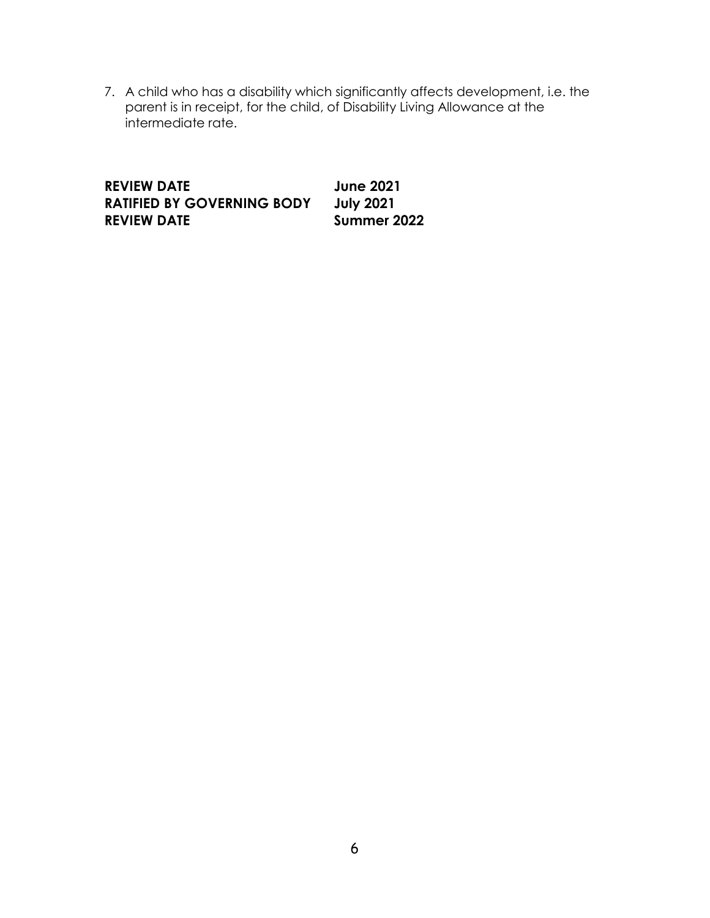7. A child who has a disability which significantly affects development, i.e. the parent is in receipt, for the child, of Disability Living Allowance at the intermediate rate.

| | |
|---|---|
| **REVIEW DATE** | **June 2021** |
| **RATIFIED BY GOVERNING BODY** | **July 2021** |
| **REVIEW DATE** | **Summer 2022** |